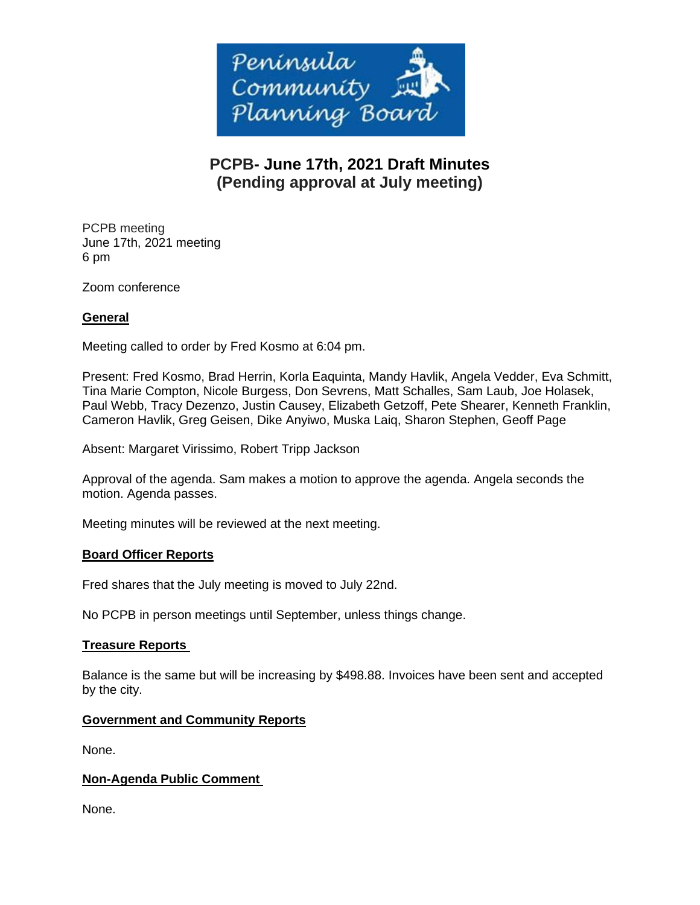Peninsula Community Planning Board

# PCPB- June 17th, 2021 Draft Minutes (Pending approval at July meeting)

PCPB meeting
June 17th, 2021 meeting
6 pm

Zoom conference

## General

Meeting called to order by Fred Kosmo at 6:04 pm.

Present: Fred Kosmo, Brad Herrin, Korla Eaquinta, Mandy Havlik, Angela Vedder, Eva Schmitt, Tina Marie Compton, Nicole Burgess, Don Sevrens, Matt Schalles, Sam Laub, Joe Holasek, Paul Webb, Tracy Dezenzo, Justin Causey, Elizabeth Getzoff, Pete Shearer, Kenneth Franklin, Cameron Havlik, Greg Geisen, Dike Anyiwo, Muska Laiq, Sharon Stephen, Geoff Page

Absent: Margaret Virissimo, Robert Tripp Jackson

Approval of the agenda. Sam makes a motion to approve the agenda. Angela seconds the motion. Agenda passes.

Meeting minutes will be reviewed at the next meeting.

## Board Officer Reports

Fred shares that the July meeting is moved to July 22nd.

No PCPB in person meetings until September, unless things change.

## Treasure Reports

Balance is the same but will be increasing by $498.88. Invoices have been sent and accepted by the city.

## Government and Community Reports

None.

## Non-Agenda Public Comment

None.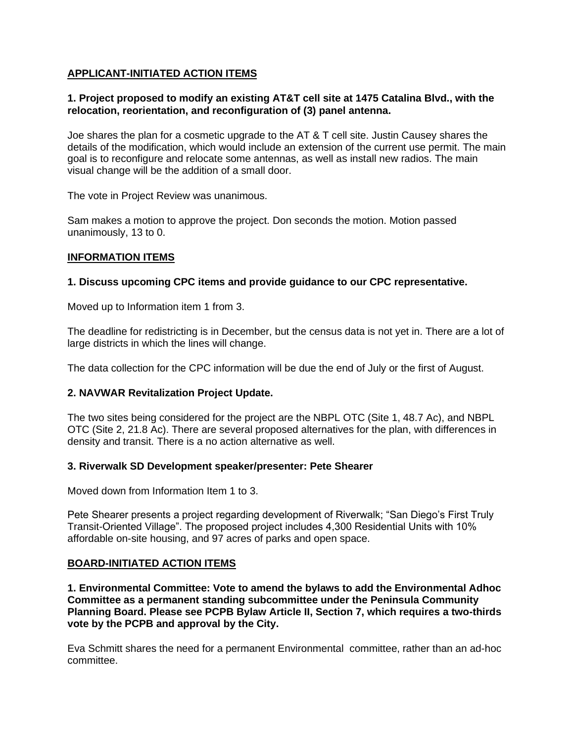## APPLICANT-INITIATED ACTION ITEMS

**1. Project proposed to modify an existing AT&T cell site at 1475 Catalina Blvd., with the relocation, reorientation, and reconfiguration of (3) panel antenna.**

Joe shares the plan for a cosmetic upgrade to the AT & T cell site. Justin Causey shares the details of the modification, which would include an extension of the current use permit. The main goal is to reconfigure and relocate some antennas, as well as install new radios. The main visual change will be the addition of a small door.

The vote in Project Review was unanimous.

Sam makes a motion to approve the project. Don seconds the motion. Motion passed unanimously, 13 to 0.

## INFORMATION ITEMS

**1. Discuss upcoming CPC items and provide guidance to our CPC representative.**

Moved up to Information item 1 from 3.

The deadline for redistricting is in December, but the census data is not yet in. There are a lot of large districts in which the lines will change.

The data collection for the CPC information will be due the end of July or the first of August.

**2. NAVWAR Revitalization Project Update.**

The two sites being considered for the project are the NBPL OTC (Site 1, 48.7 Ac), and NBPL OTC (Site 2, 21.8 Ac). There are several proposed alternatives for the plan, with differences in density and transit. There is a no action alternative as well.

**3. Riverwalk SD Development speaker/presenter: Pete Shearer**

Moved down from Information Item 1 to 3.

Pete Shearer presents a project regarding development of Riverwalk; "San Diego's First Truly Transit-Oriented Village". The proposed project includes 4,300 Residential Units with 10% affordable on-site housing, and 97 acres of parks and open space.

## BOARD-INITIATED ACTION ITEMS

**1. Environmental Committee: Vote to amend the bylaws to add the Environmental Adhoc Committee as a permanent standing subcommittee under the Peninsula Community Planning Board. Please see PCPB Bylaw Article II, Section 7, which requires a two-thirds vote by the PCPB and approval by the City.**

Eva Schmitt shares the need for a permanent Environmental committee, rather than an ad-hoc committee.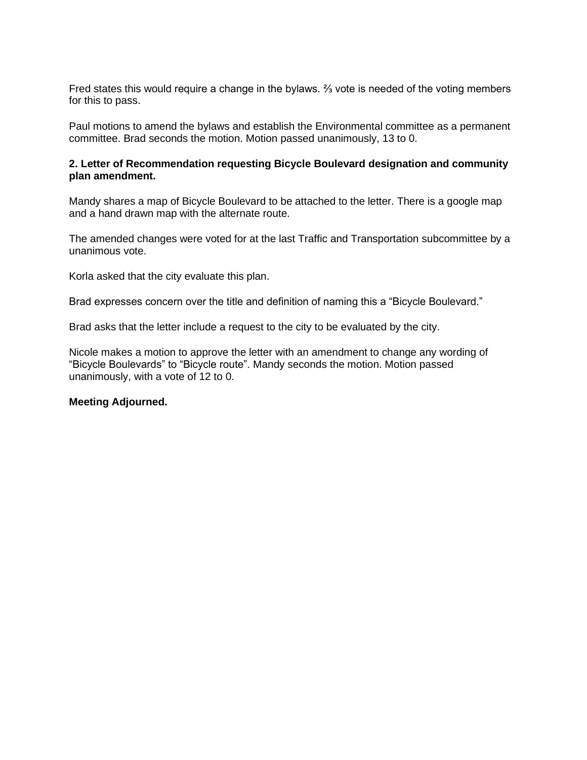Fred states this would require a change in the bylaws. ⅔ vote is needed of the voting members for this to pass.

Paul motions to amend the bylaws and establish the Environmental committee as a permanent committee. Brad seconds the motion. Motion passed unanimously, 13 to 0.

**2. Letter of Recommendation requesting Bicycle Boulevard designation and community plan amendment.**

Mandy shares a map of Bicycle Boulevard to be attached to the letter. There is a google map and a hand drawn map with the alternate route.

The amended changes were voted for at the last Traffic and Transportation subcommittee by a unanimous vote.

Korla asked that the city evaluate this plan.

Brad expresses concern over the title and definition of naming this a "Bicycle Boulevard."

Brad asks that the letter include a request to the city to be evaluated by the city.

Nicole makes a motion to approve the letter with an amendment to change any wording of "Bicycle Boulevards" to "Bicycle route". Mandy seconds the motion. Motion passed unanimously, with a vote of 12 to 0.

**Meeting Adjourned.**